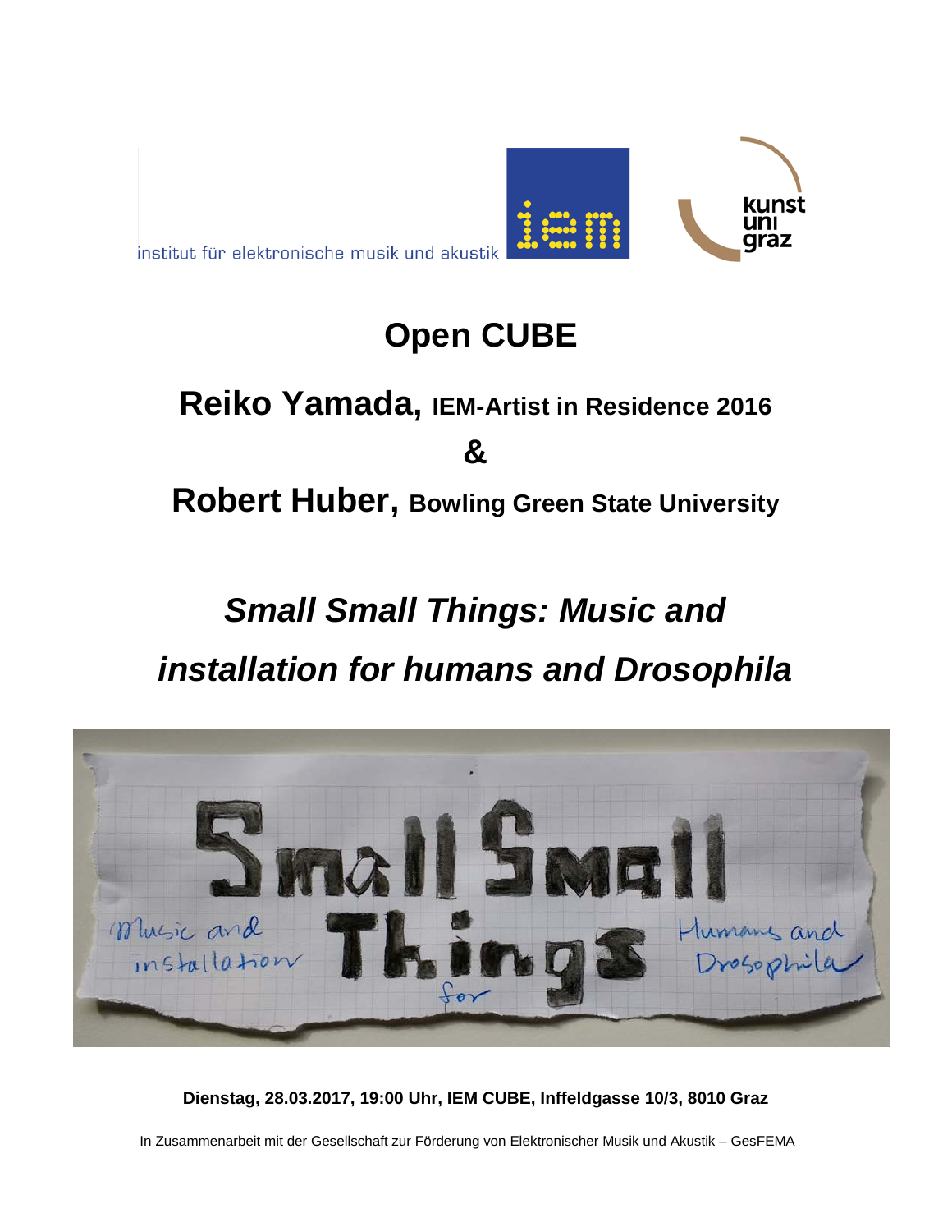institut für elektronische musik und akustik

# Open CUBE

## Reiko Yamada, IEM-Artist in Residence 2016

## &

## Robert Huber, Bowling Green State University

# *Small Small Things: Music and installation for humans and Drosophila*

**Dienstag, 28.03.2017, 19:00 Uhr, IEM CUBE, Inffeldgasse 10/3, 8010 Graz**

In Zusammenarbeit mit der Gesellschaft zur Förderung von Elektronischer Musik und Akustik – GesFEMA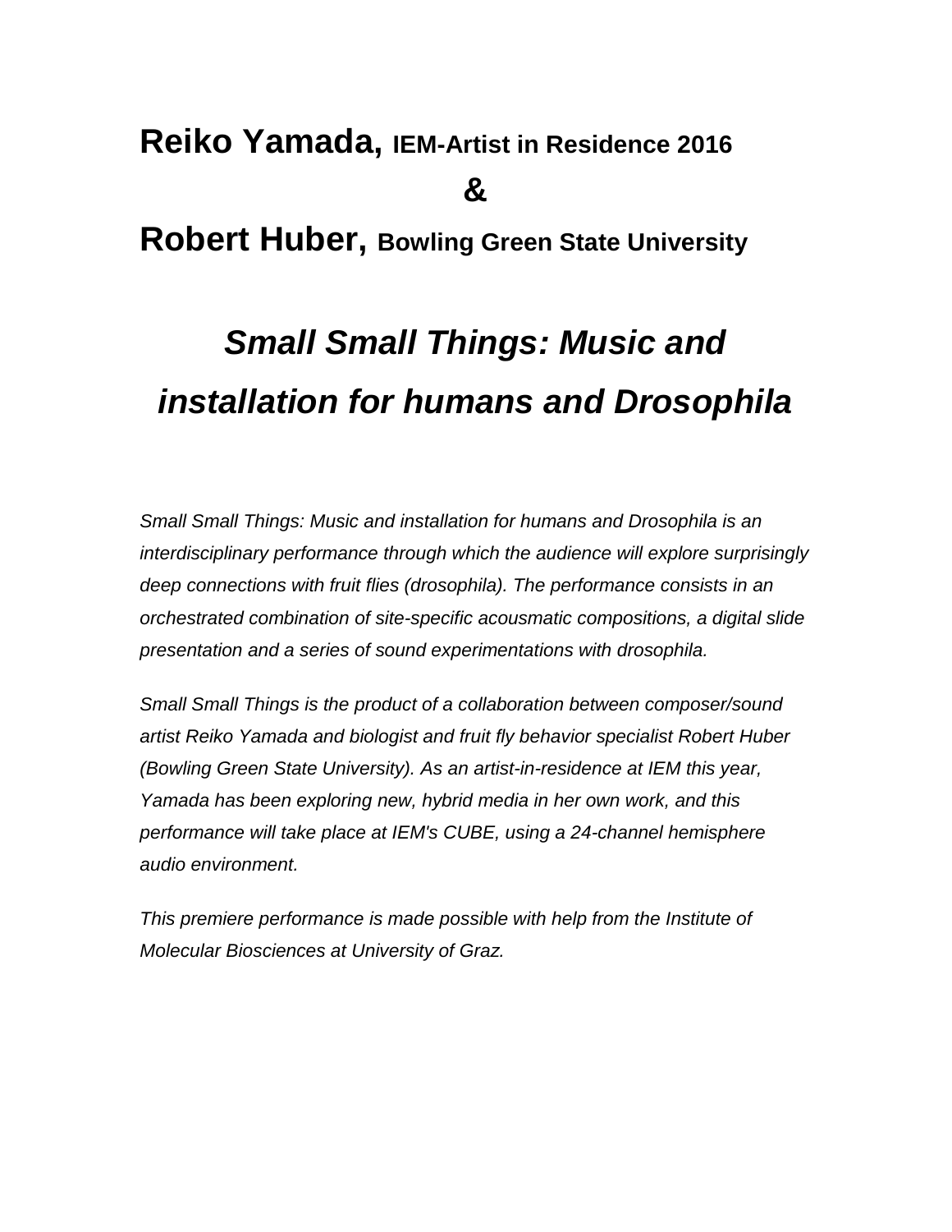# **Reiko Yamada,** IEM-Artist in Residence 2016

**&**

# **Robert Huber,** Bowling Green State University

## *Small Small Things: Music and installation for humans and Drosophila*

*Small Small Things: Music and installation for humans and Drosophila is an interdisciplinary performance through which the audience will explore surprisingly deep connections with fruit flies (drosophila). The performance consists in an orchestrated combination of site-specific acousmatic compositions, a digital slide presentation and a series of sound experimentations with drosophila.*

*Small Small Things is the product of a collaboration between composer/sound artist Reiko Yamada and biologist and fruit fly behavior specialist Robert Huber (Bowling Green State University). As an artist-in-residence at IEM this year, Yamada has been exploring new, hybrid media in her own work, and this performance will take place at IEM's CUBE, using a 24-channel hemisphere audio environment.*

*This premiere performance is made possible with help from the Institute of Molecular Biosciences at University of Graz.*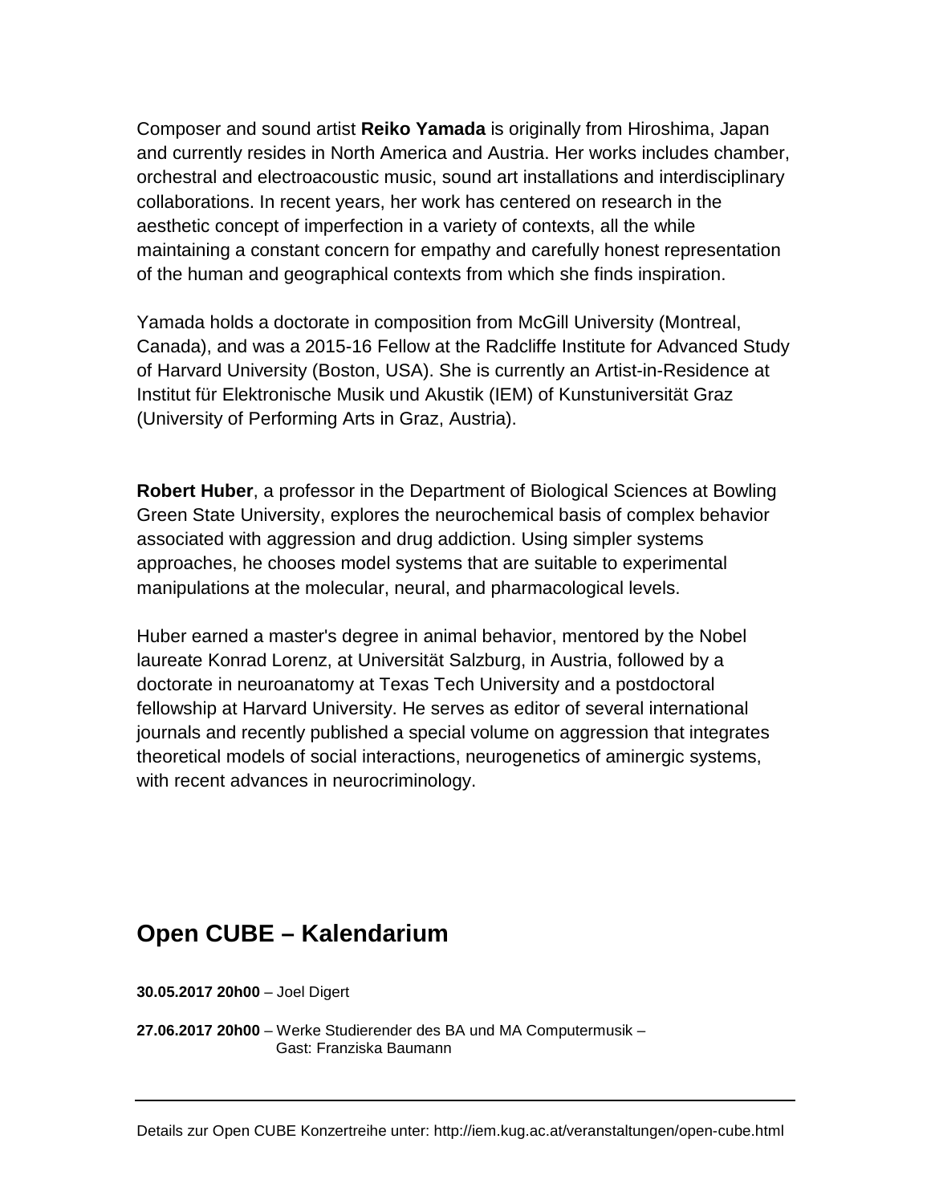Composer and sound artist **Reiko Yamada** is originally from Hiroshima, Japan and currently resides in North America and Austria. Her works includes chamber, orchestral and electroacoustic music, sound art installations and interdisciplinary collaborations. In recent years, her work has centered on research in the aesthetic concept of imperfection in a variety of contexts, all the while maintaining a constant concern for empathy and carefully honest representation of the human and geographical contexts from which she finds inspiration.

Yamada holds a doctorate in composition from McGill University (Montreal, Canada), and was a 2015-16 Fellow at the Radcliffe Institute for Advanced Study of Harvard University (Boston, USA). She is currently an Artist-in-Residence at Institut für Elektronische Musik und Akustik (IEM) of Kunstuniversität Graz (University of Performing Arts in Graz, Austria).

**Robert Huber**, a professor in the Department of Biological Sciences at Bowling Green State University, explores the neurochemical basis of complex behavior associated with aggression and drug addiction. Using simpler systems approaches, he chooses model systems that are suitable to experimental manipulations at the molecular, neural, and pharmacological levels.

Huber earned a master's degree in animal behavior, mentored by the Nobel laureate Konrad Lorenz, at Universität Salzburg, in Austria, followed by a doctorate in neuroanatomy at Texas Tech University and a postdoctoral fellowship at Harvard University. He serves as editor of several international journals and recently published a special volume on aggression that integrates theoretical models of social interactions, neurogenetics of aminergic systems, with recent advances in neurocriminology.

## Open CUBE – Kalendarium

**30.05.2017 20h00** – Joel Digert

**27.06.2017 20h00** – Werke Studierender des BA und MA Computermusik – Gast: Franziska Baumann

---

Details zur Open CUBE Konzertreihe unter: http://iem.kug.ac.at/veranstaltungen/open-cube.html